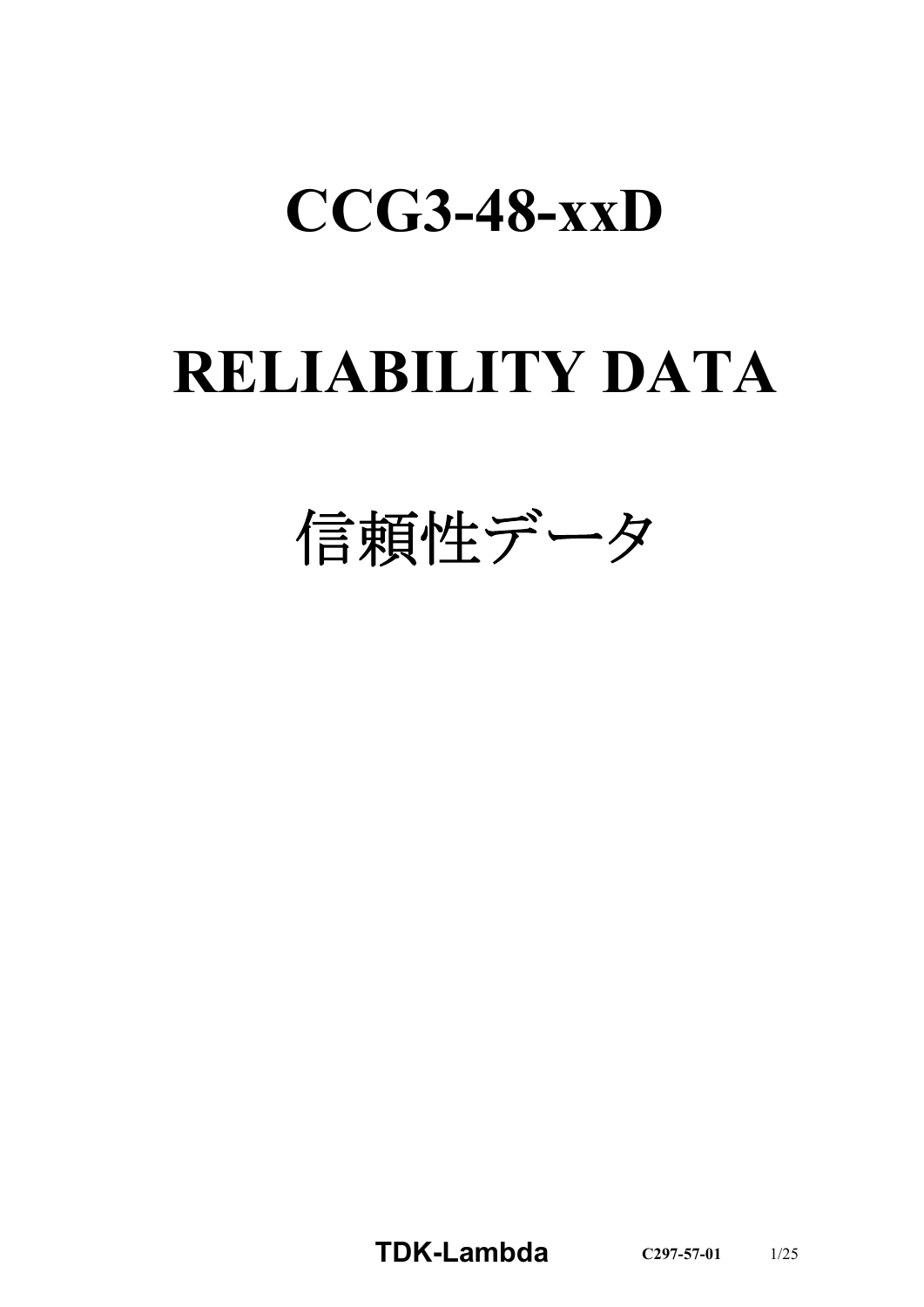# CCG3-48-xxD

# RELIABILITY DATA

# 信頼性データ

**TDK-Lambda** **C297-57-01**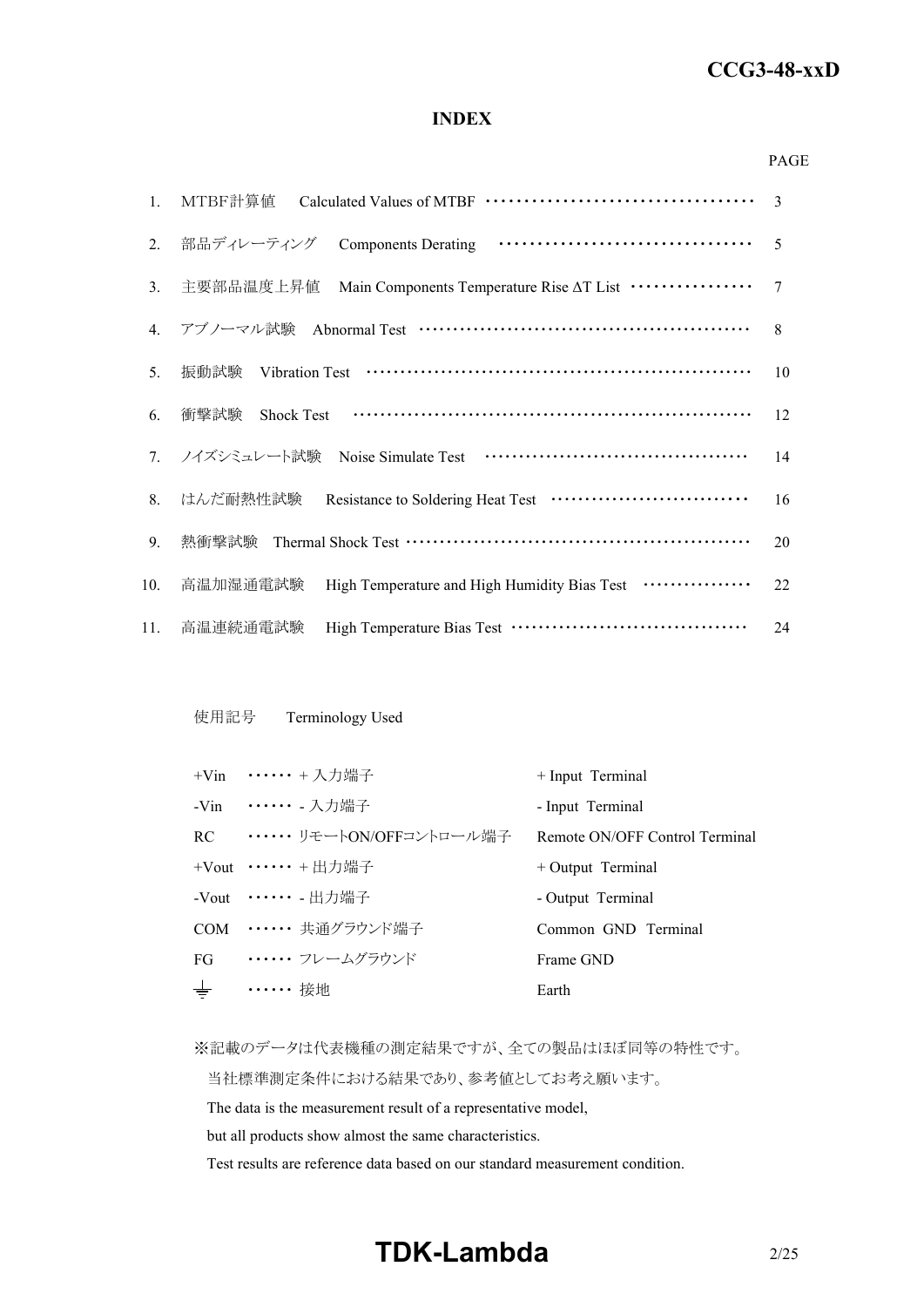# INDEX

| | | PAGE |
|---|---|---|
| 1. | MTBF計算値　Calculated Values of MTBF | 3 |
| 2. | 部品ディレーティング　Components Derating | 5 |
| 3. | 主要部品温度上昇値　Main Components Temperature Rise ΔT List | 7 |
| 4. | アブノーマル試験　Abnormal Test | 8 |
| 5. | 振動試験　Vibration Test | 10 |
| 6. | 衝撃試験　Shock Test | 12 |
| 7. | ノイズシミュレート試験　Noise Simulate Test | 14 |
| 8. | はんだ耐熱性試験　Resistance to Soldering Heat Test | 16 |
| 9. | 熱衝撃試験　Thermal Shock Test | 20 |
| 10. | 高温加湿通電試験　High Temperature and High Humidity Bias Test | 22 |
| 11. | 高温連続通電試験　High Temperature Bias Test | 24 |

使用記号　Terminology Used

| | | |
|---|---|---|
| +Vin | ・・・・・・ + 入力端子 | + Input Terminal |
| -Vin | ・・・・・・ - 入力端子 | - Input Terminal |
| RC | ・・・・・・ リモートON/OFFコントロール端子 | Remote ON/OFF Control Terminal |
| +Vout | ・・・・・・ + 出力端子 | + Output Terminal |
| -Vout | ・・・・・・ - 出力端子 | - Output Terminal |
| COM | ・・・・・・ 共通グラウンド端子 | Common GND Terminal |
| FG | ・・・・・・ フレームグラウンド | Frame GND |
| ⏚ | ・・・・・・ 接地 | Earth |

※記載のデータは代表機種の測定結果ですが、全ての製品はほぼ同等の特性です。
当社標準測定条件における結果であり、参考値としてお考え願います。
The data is the measurement result of a representative model,
but all products show almost the same characteristics.
Test results are reference data based on our standard measurement condition.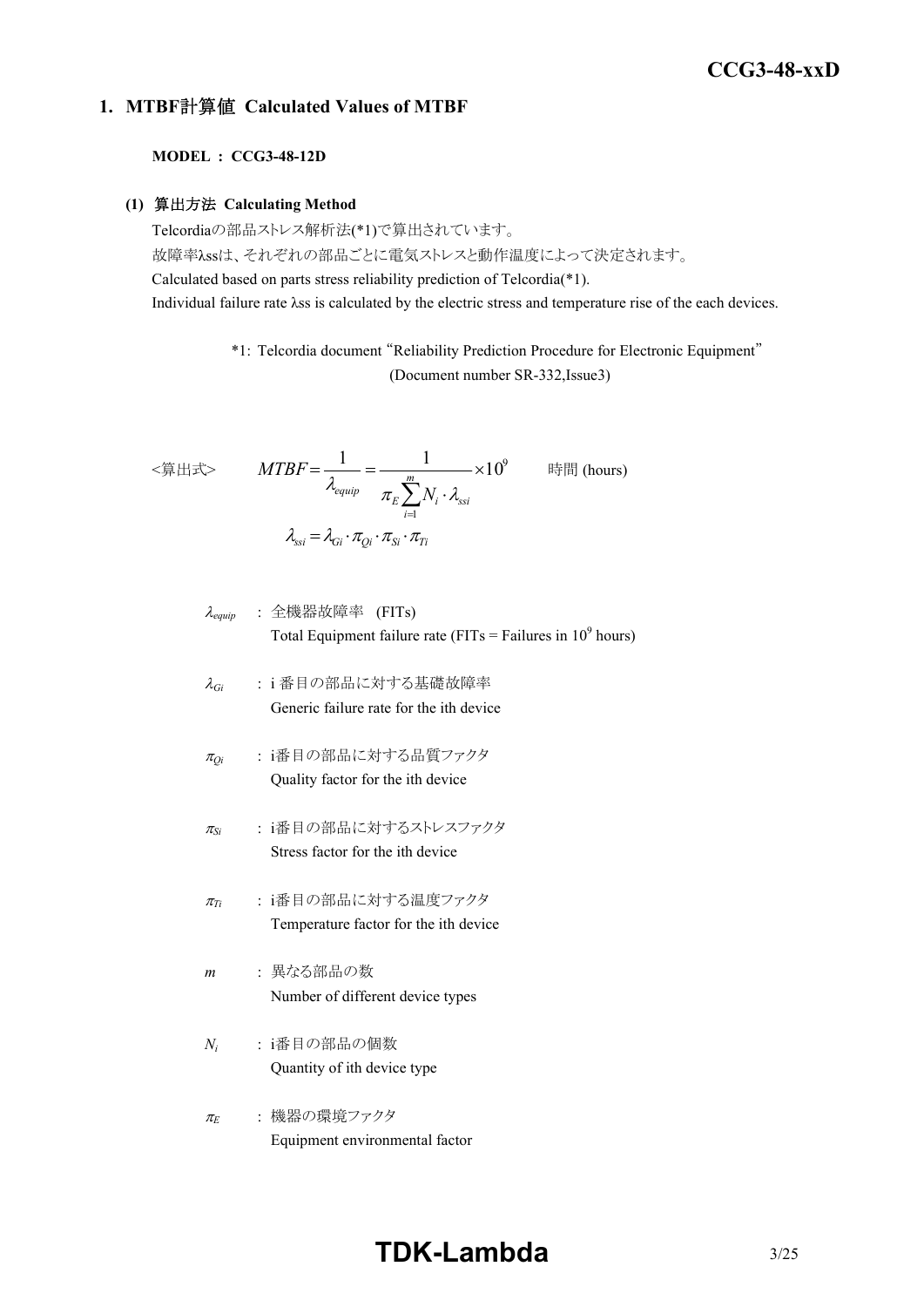## 1. MTBF計算値 Calculated Values of MTBF

**MODEL : CCG3-48-12D**

### (1) 算出方法 Calculating Method

Telcordiaの部品ストレス解析法(*1)で算出されています。
故障率λssは、それぞれの部品ごとに電気ストレスと動作温度によって決定されます。
Calculated based on parts stress reliability prediction of Telcordia(*1).
Individual failure rate λss is calculated by the electric stress and temperature rise of the each devices.

*1: Telcordia document "Reliability Prediction Procedure for Electronic Equipment" (Document number SR-332,Issue3)

<算出式>

$$MTBF = \frac{1}{\lambda_{equip}} = \frac{1}{\pi_E \sum_{i=1}^{m} N_i \cdot \lambda_{ssi}} \times 10^9 \quad \text{時間 (hours)}$$

$$\lambda_{ssi} = \lambda_{Gi} \cdot \pi_{Qi} \cdot \pi_{Si} \cdot \pi_{Ti}$$

$\lambda_{equip}$ : 全機器故障率 (FITs)
Total Equipment failure rate (FITs = Failures in $10^9$ hours)

$\lambda_{Gi}$ : i 番目の部品に対する基礎故障率
Generic failure rate for the ith device

$\pi_{Qi}$ : i番目の部品に対する品質ファクタ
Quality factor for the ith device

$\pi_{Si}$ : i番目の部品に対するストレスファクタ
Stress factor for the ith device

$\pi_{Ti}$ : i番目の部品に対する温度ファクタ
Temperature factor for the ith device

$m$ : 異なる部品の数
Number of different device types

$N_i$ : i番目の部品の個数
Quantity of ith device type

$\pi_E$ : 機器の環境ファクタ
Equipment environmental factor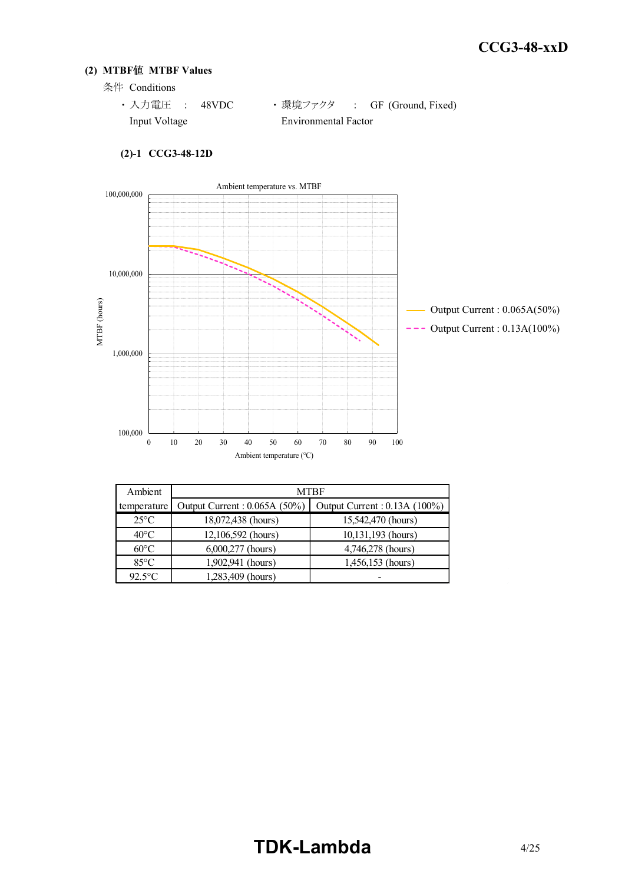## (2) MTBF値 MTBF Values

条件 Conditions

- 入力電圧 : 48VDC
  Input Voltage
- 環境ファクタ : GF (Ground, Fixed)
  Environmental Factor

### (2)-1 CCG3-48-12D

Ambient temperature vs. MTBF

| Ambient temperature | MTBF | |
|---|---|---|
| | Output Current : 0.065A (50%) | Output Current : 0.13A (100%) |
| 25°C | 18,072,438 (hours) | 15,542,470 (hours) |
| 40°C | 12,106,592 (hours) | 10,131,193 (hours) |
| 60°C | 6,000,277 (hours) | 4,746,278 (hours) |
| 85°C | 1,902,941 (hours) | 1,456,153 (hours) |
| 92.5°C | 1,283,409 (hours) | - |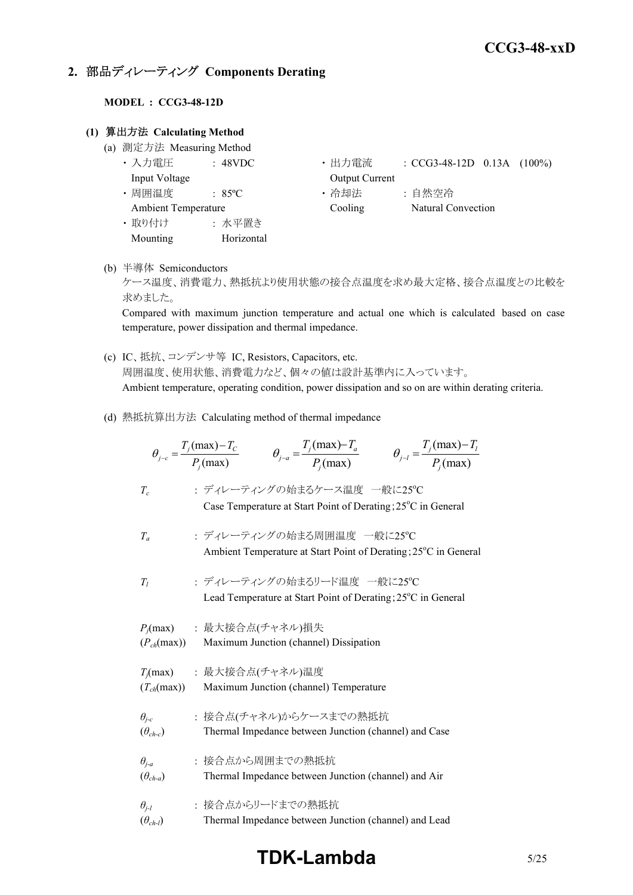## 2. 部品ディレーティング Components Derating

**MODEL : CCG3-48-12D**

### (1) 算出方法 Calculating Method

(a) 測定方法 Measuring Method

| | | | |
|---|---|---|---|
| ・入力電圧 Input Voltage | : 48VDC | ・出力電流 Output Current | : CCG3-48-12D 0.13A (100%) |
| ・周囲温度 Ambient Temperature | : 85ºC | ・冷却法 Cooling | : 自然空冷 Natural Convection |
| ・取り付け Mounting | : 水平置き Horizontal | | |

(b) 半導体 Semiconductors

ケース温度、消費電力、熱抵抗より使用状態の接合点温度を求め最大定格、接合点温度との比較を求めました。

Compared with maximum junction temperature and actual one which is calculated based on case temperature, power dissipation and thermal impedance.

(c) IC、抵抗、コンデンサ等 IC, Resistors, Capacitors, etc.

周囲温度、使用状態、消費電力など、個々の値は設計基準内に入っています。

Ambient temperature, operating condition, power dissipation and so on are within derating criteria.

(d) 熱抵抗算出方法 Calculating method of thermal impedance

$$\theta_{j-c} = \frac{T_j(\max) - T_C}{P_j(\max)} \qquad \theta_{j-a} = \frac{T_j(\max) - T_a}{P_j(\max)} \qquad \theta_{j-l} = \frac{T_j(\max) - T_l}{P_j(\max)}$$

$T_c$ : ディレーティングの始まるケース温度 一般に25ºC
Case Temperature at Start Point of Derating;25ºC in General

$T_a$ : ディレーティングの始まる周囲温度 一般に25ºC
Ambient Temperature at Start Point of Derating;25ºC in General

$T_l$ : ディレーティングの始まるリード温度 一般に25ºC
Lead Temperature at Start Point of Derating;25ºC in General

$P_j(\max)$ ($P_{ch}(\max)$) : 最大接合点(チャネル)損失
Maximum Junction (channel) Dissipation

$T_j(\max)$ ($T_{ch}(\max)$) : 最大接合点(チャネル)温度
Maximum Junction (channel) Temperature

$\theta_{j-c}$ ($\theta_{ch-c}$) : 接合点(チャネル)からケースまでの熱抵抗
Thermal Impedance between Junction (channel) and Case

$\theta_{j-a}$ ($\theta_{ch-a}$) : 接合点から周囲までの熱抵抗
Thermal Impedance between Junction (channel) and Air

$\theta_{j-l}$ ($\theta_{ch-l}$) : 接合点からリードまでの熱抵抗
Thermal Impedance between Junction (channel) and Lead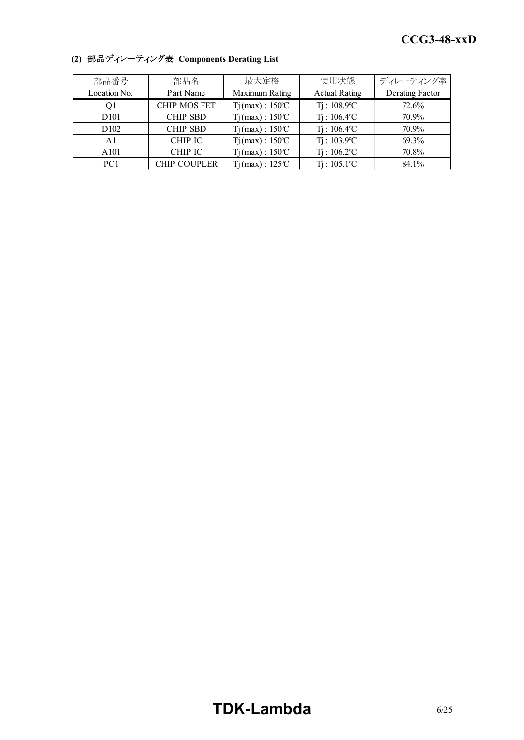**(2) 部品ディレーティング表 Components Derating List**

| 部品番号<br>Location No. | 部品名<br>Part Name | 最大定格<br>Maximum Rating | 使用状態<br>Actual Rating | ディレーティング率<br>Derating Factor |
|---|---|---|---|---|
| Q1 | CHIP MOS FET | Tj (max) : 150ºC | Tj : 108.9ºC | 72.6% |
| D101 | CHIP SBD | Tj (max) : 150ºC | Tj : 106.4ºC | 70.9% |
| D102 | CHIP SBD | Tj (max) : 150ºC | Tj : 106.4ºC | 70.9% |
| A1 | CHIP IC | Tj (max) : 150ºC | Tj : 103.9ºC | 69.3% |
| A101 | CHIP IC | Tj (max) : 150ºC | Tj : 106.2ºC | 70.8% |
| PC1 | CHIP COUPLER | Tj (max) : 125ºC | Tj : 105.1ºC | 84.1% |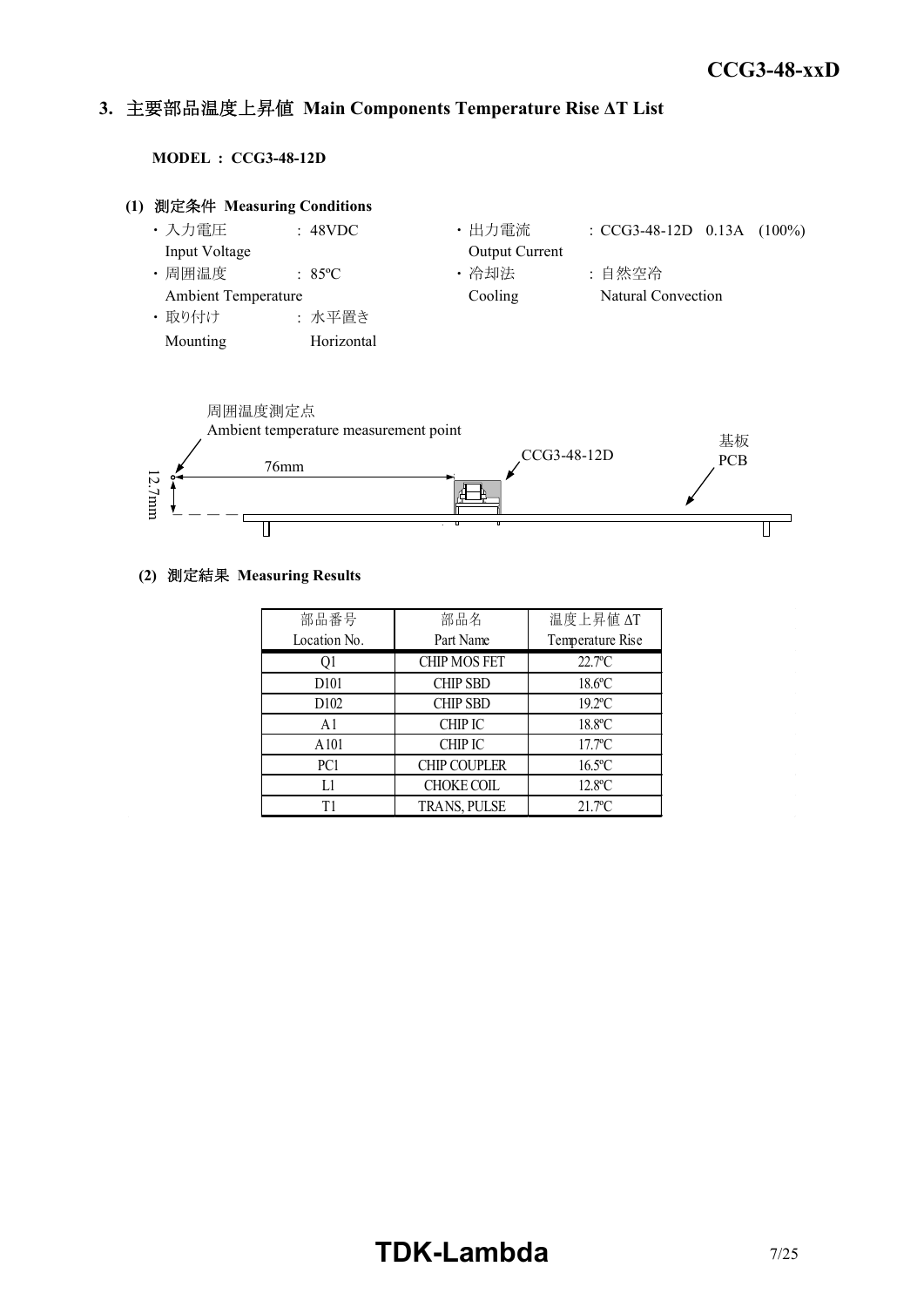## 3. 主要部品温度上昇値 Main Components Temperature Rise ΔT List

**MODEL : CCG3-48-12D**

### (1) 測定条件 Measuring Conditions

- 入力電圧 Input Voltage : 48VDC
- 出力電流 Output Current : CCG3-48-12D 0.13A (100%)
- 周囲温度 Ambient Temperature : 85ºC
- 冷却法 Cooling : 自然空冷 Natural Convection
- 取り付け Mounting : 水平置き Horizontal

周囲温度測定点
Ambient temperature measurement point

76mm

12.7mm

CCG3-48-12D

基板
PCB

### (2) 測定結果 Measuring Results

| 部品番号<br>Location No. | 部品名<br>Part Name | 温度上昇値 ΔT<br>Temperature Rise |
|---|---|---|
| Q1 | CHIP MOS FET | 22.7ºC |
| D101 | CHIP SBD | 18.6ºC |
| D102 | CHIP SBD | 19.2ºC |
| A1 | CHIP IC | 18.8ºC |
| A101 | CHIP IC | 17.7ºC |
| PC1 | CHIP COUPLER | 16.5ºC |
| L1 | CHOKE COIL | 12.8ºC |
| T1 | TRANS, PULSE | 21.7ºC |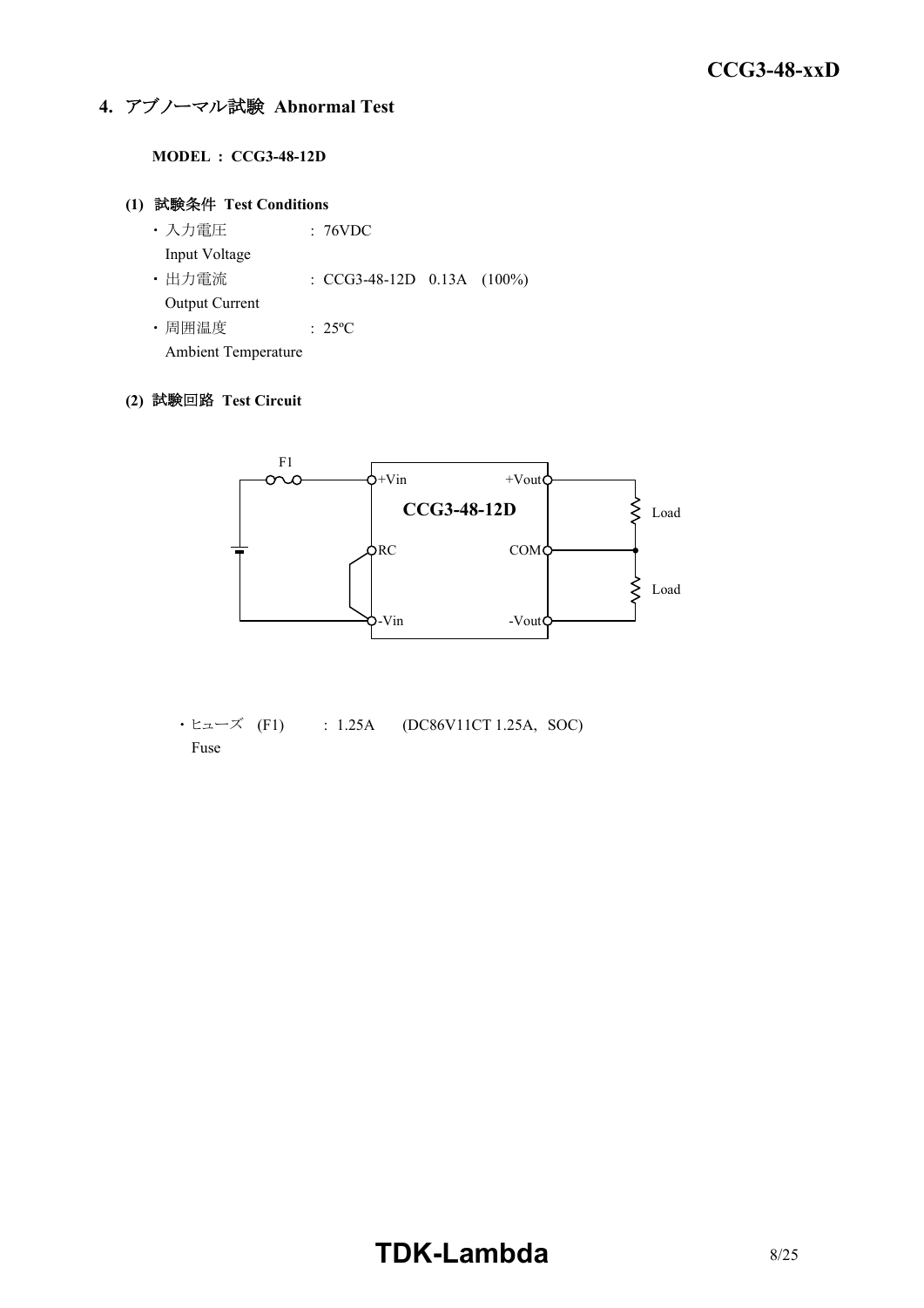## 4. アブノーマル試験 Abnormal Test

**MODEL : CCG3-48-12D**

### (1) 試験条件 Test Conditions

- 入力電圧 : 76VDC
  Input Voltage
- 出力電流 : CCG3-48-12D 0.13A (100%)
  Output Current
- 周囲温度 : 25ºC
  Ambient Temperature

### (2) 試験回路 Test Circuit

F1

+Vin +Vout

**CCG3-48-12D**

Load

RC COM

Load

-Vin -Vout

- ヒューズ (F1) : 1.25A (DC86V11CT 1.25A, SOC)
  Fuse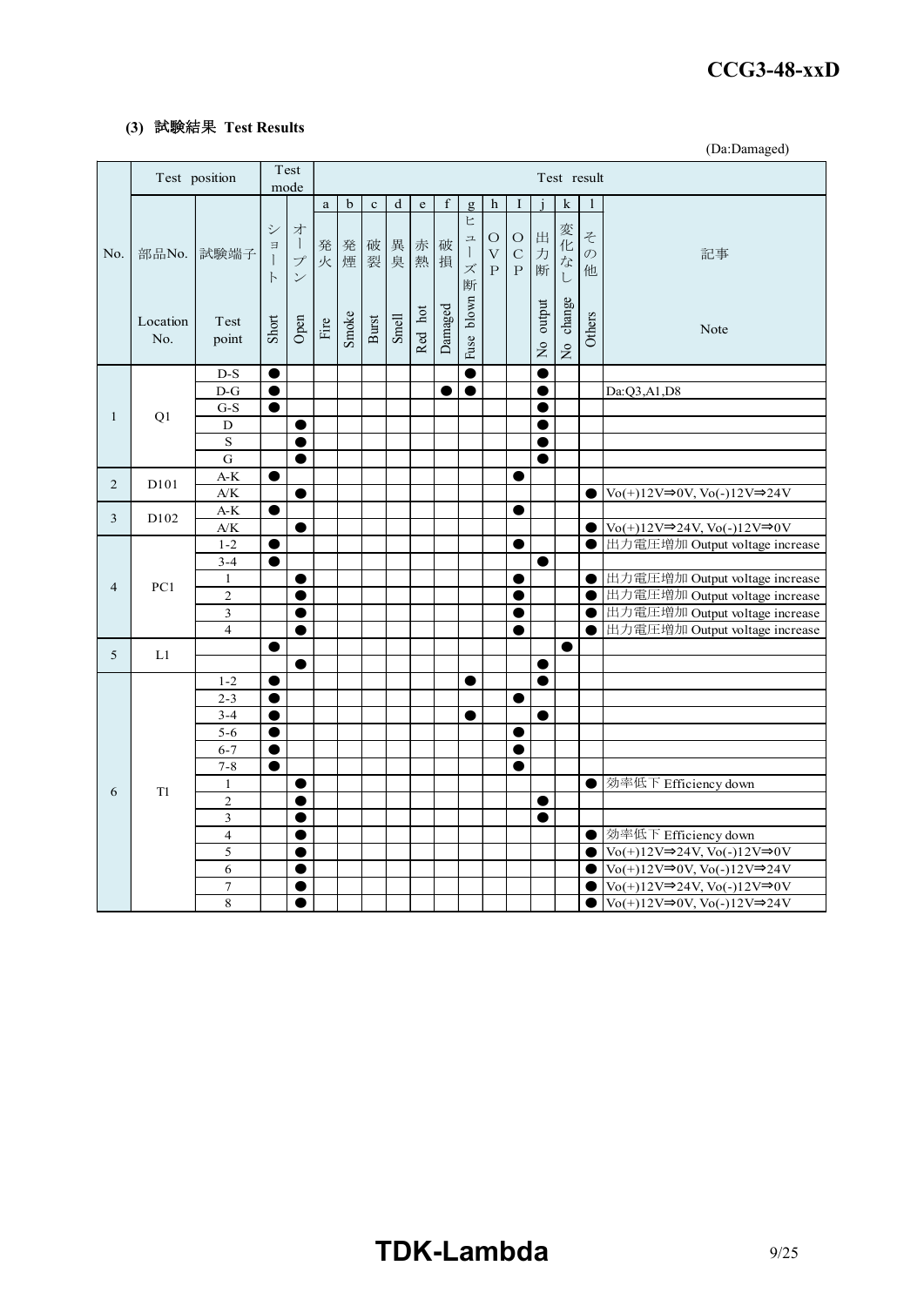### (3) 試験結果 Test Results

(Da:Damaged)

| No. | 部品No. Location No. | 試験端子 Test point | ショート Short | オープン Open | a 発火 Fire | b 発煙 Smoke | c 破裂 Burst | d 異臭 Smell | e 赤熱 Red hot | f 破損 Damaged | g ヒューズ断 Fuse blown | h OVP | I OCP | j 出力断 No output | k 変化なし No change | l その他 Others | 記事 Note |
|---|---|---|---|---|---|---|---|---|---|---|---|---|---|---|---|---|---|
| 1 | Q1 | D-S | ● | | | | | | | | ● | | | ● | | | |
| | | D-G | ● | | | | | | | ● | ● | | | ● | | | Da:Q3,A1,D8 |
| | | G-S | ● | | | | | | | | | | | ● | | | |
| | | D | | ● | | | | | | | | | | ● | | | |
| | | S | | ● | | | | | | | | | | ● | | | |
| | | G | | ● | | | | | | | | | | ● | | | |
| 2 | D101 | A-K | ● | | | | | | | | | | ● | | | | |
| | | A/K | | ● | | | | | | | | | | | | ● | Vo(+)12V⇒0V, Vo(-)12V⇒24V |
| 3 | D102 | A-K | ● | | | | | | | | | | ● | | | | |
| | | A/K | | ● | | | | | | | | | | | | ● | Vo(+)12V⇒24V, Vo(-)12V⇒0V |
| 4 | PC1 | 1-2 | ● | | | | | | | | | | ● | | | ● | 出力電圧増加 Output voltage increase |
| | | 3-4 | ● | | | | | | | | | | | ● | | | |
| | | 1 | | ● | | | | | | | | | ● | | | ● | 出力電圧増加 Output voltage increase |
| | | 2 | | ● | | | | | | | | | ● | | | ● | 出力電圧増加 Output voltage increase |
| | | 3 | | ● | | | | | | | | | ● | | | ● | 出力電圧増加 Output voltage increase |
| | | 4 | | ● | | | | | | | | | ● | | | ● | 出力電圧増加 Output voltage increase |
| 5 | L1 | | ● | | | | | | | | | | | | ● | | |
| | | | | ● | | | | | | | | | | ● | | | |
| 6 | T1 | 1-2 | ● | | | | | | | | ● | | | ● | | | |
| | | 2-3 | ● | | | | | | | | | | ● | | | | |
| | | 3-4 | ● | | | | | | | | ● | | | ● | | | |
| | | 5-6 | ● | | | | | | | | | | ● | | | | |
| | | 6-7 | ● | | | | | | | | | | ● | | | | |
| | | 7-8 | ● | | | | | | | | | | ● | | | | |
| | | 1 | | ● | | | | | | | | | | | | ● | 効率低下 Efficiency down |
| | | 2 | | ● | | | | | | | | | | ● | | | |
| | | 3 | | ● | | | | | | | | | | ● | | | |
| | | 4 | | ● | | | | | | | | | | | | ● | 効率低下 Efficiency down |
| | | 5 | | ● | | | | | | | | | | | | ● | Vo(+)12V⇒24V, Vo(-)12V⇒0V |
| | | 6 | | ● | | | | | | | | | | | | ● | Vo(+)12V⇒0V, Vo(-)12V⇒24V |
| | | 7 | | ● | | | | | | | | | | | | ● | Vo(+)12V⇒24V, Vo(-)12V⇒0V |
| | | 8 | | ● | | | | | | | | | | | | ● | Vo(+)12V⇒0V, Vo(-)12V⇒24V |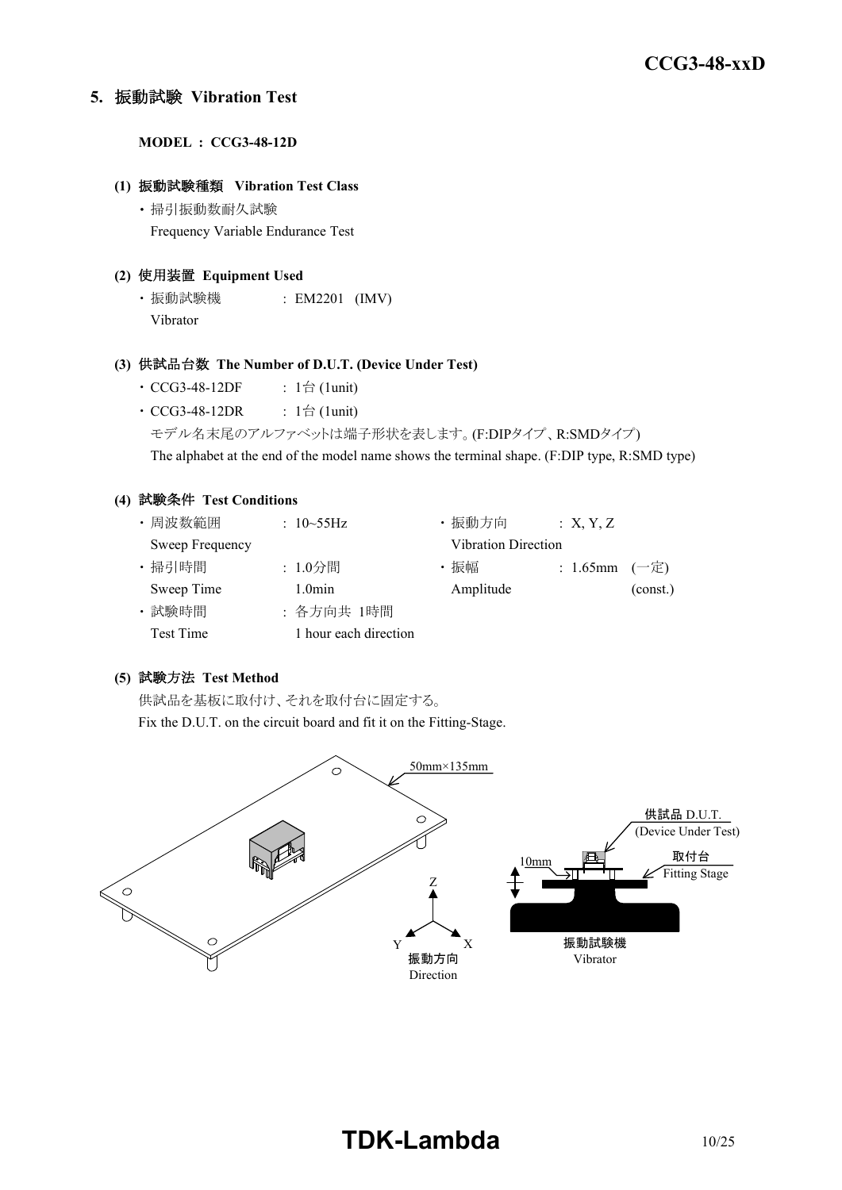## 5. 振動試験 Vibration Test

**MODEL : CCG3-48-12D**

### (1) 振動試験種類 Vibration Test Class

- 掃引振動数耐久試験
  Frequency Variable Endurance Test

### (2) 使用装置 Equipment Used

- 振動試験機 : EM2201 (IMV)
  Vibrator

### (3) 供試品台数 The Number of D.U.T. (Device Under Test)

- CCG3-48-12DF : 1台 (1unit)
- CCG3-48-12DR : 1台 (1unit)

モデル名末尾のアルファベットは端子形状を表します。(F:DIPタイプ、R:SMDタイプ)
The alphabet at the end of the model name shows the terminal shape. (F:DIP type, R:SMD type)

### (4) 試験条件 Test Conditions

- 周波数範囲 Sweep Frequency : 10~55Hz
- 掃引時間 Sweep Time : 1.0分間 1.0min
- 試験時間 Test Time : 各方向共 1時間 1 hour each direction
- 振動方向 Vibration Direction : X, Y, Z
- 振幅 Amplitude : 1.65mm (一定) (const.)

### (5) 試験方法 Test Method

供試品を基板に取付け、それを取付台に固定する。
Fix the D.U.T. on the circuit board and fit it on the Fitting-Stage.

50mm×135mm

振動方向 Direction: X, Y, Z

供試品 D.U.T. (Device Under Test)

取付台 Fitting Stage

10mm

振動試験機 Vibrator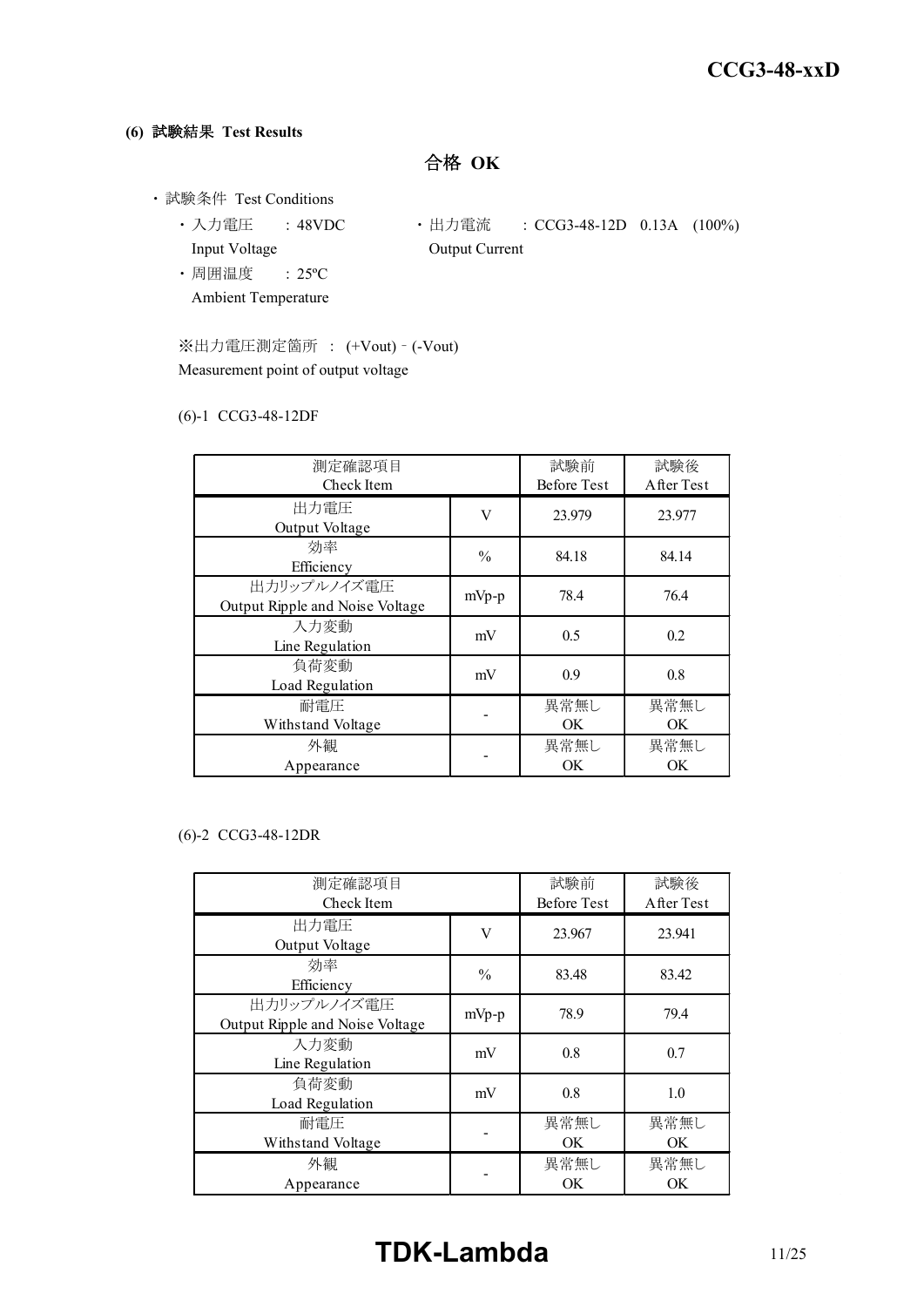**(6) 試験結果 Test Results**

**合格 OK**

・試験条件 Test Conditions

- ・入力電圧 : 48VDC
  Input Voltage
- ・出力電流 : CCG3-48-12D 0.13A (100%)
  Output Current
- ・周囲温度 : 25ºC
  Ambient Temperature

※出力電圧測定箇所 : (+Vout)–(-Vout)
Measurement point of output voltage

(6)-1 CCG3-48-12DF

| 測定確認項目<br>Check Item | | 試験前<br>Before Test | 試験後<br>After Test |
|---|---|---|---|
| 出力電圧<br>Output Voltage | V | 23.979 | 23.977 |
| 効率<br>Efficiency | % | 84.18 | 84.14 |
| 出力リップルノイズ電圧<br>Output Ripple and Noise Voltage | mVp-p | 78.4 | 76.4 |
| 入力変動<br>Line Regulation | mV | 0.5 | 0.2 |
| 負荷変動<br>Load Regulation | mV | 0.9 | 0.8 |
| 耐電圧<br>Withstand Voltage | - | 異常無し<br>OK | 異常無し<br>OK |
| 外観<br>Appearance | - | 異常無し<br>OK | 異常無し<br>OK |

(6)-2 CCG3-48-12DR

| 測定確認項目<br>Check Item | | 試験前<br>Before Test | 試験後<br>After Test |
|---|---|---|---|
| 出力電圧<br>Output Voltage | V | 23.967 | 23.941 |
| 効率<br>Efficiency | % | 83.48 | 83.42 |
| 出力リップルノイズ電圧<br>Output Ripple and Noise Voltage | mVp-p | 78.9 | 79.4 |
| 入力変動<br>Line Regulation | mV | 0.8 | 0.7 |
| 負荷変動<br>Load Regulation | mV | 0.8 | 1.0 |
| 耐電圧<br>Withstand Voltage | - | 異常無し<br>OK | 異常無し<br>OK |
| 外観<br>Appearance | - | 異常無し<br>OK | 異常無し<br>OK |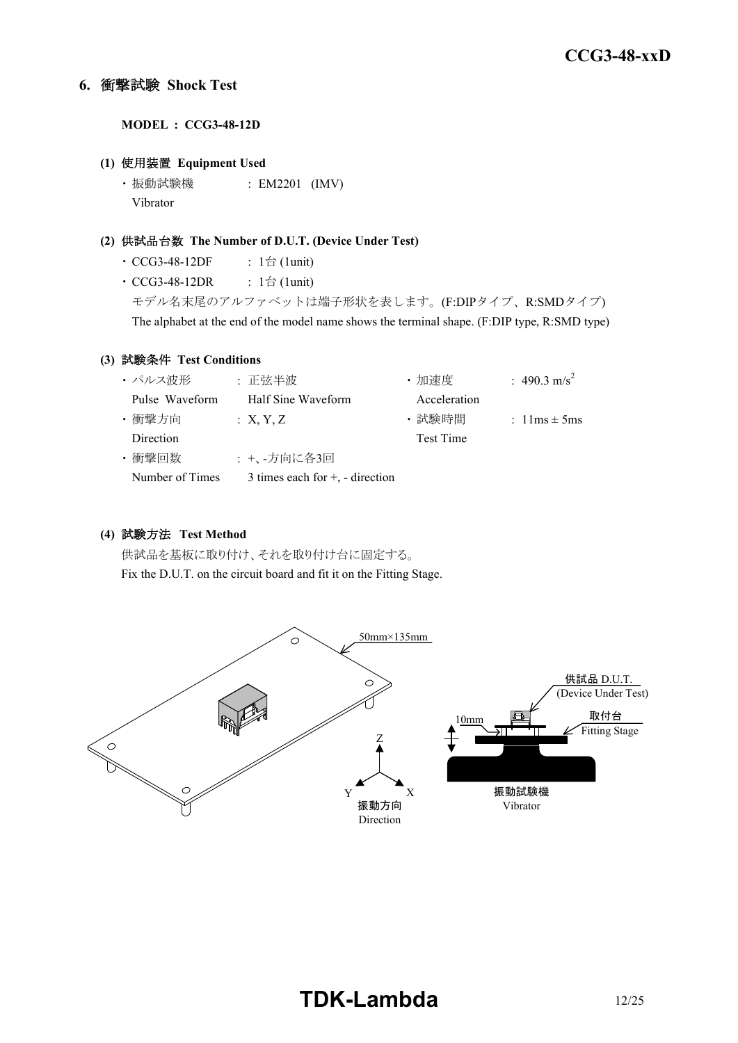## 6. 衝撃試験 Shock Test

**MODEL : CCG3-48-12D**

### (1) 使用装置 Equipment Used

・振動試験機 : EM2201 (IMV)
Vibrator

### (2) 供試品台数 The Number of D.U.T. (Device Under Test)

・CCG3-48-12DF : 1台 (1unit)
・CCG3-48-12DR : 1台 (1unit)

モデル名末尾のアルファベットは端子形状を表します。(F:DIPタイプ、R:SMDタイプ)
The alphabet at the end of the model name shows the terminal shape. (F:DIP type, R:SMD type)

### (3) 試験条件 Test Conditions

・パルス波形 Pulse Waveform : 正弦半波 Half Sine Waveform
・衝撃方向 Direction : X, Y, Z
・衝撃回数 Number of Times : +、-方向に各3回 3 times each for +, - direction
・加速度 Acceleration : 490.3 $m/s^2$
・試験時間 Test Time : 11ms ± 5ms

### (4) 試験方法 Test Method

供試品を基板に取り付け、それを取り付け台に固定する。
Fix the D.U.T. on the circuit board and fit it on the Fitting Stage.

50mm×135mm

供試品 D.U.T. (Device Under Test)

取付台 Fitting Stage

10mm

振動試験機 Vibrator

振動方向 Direction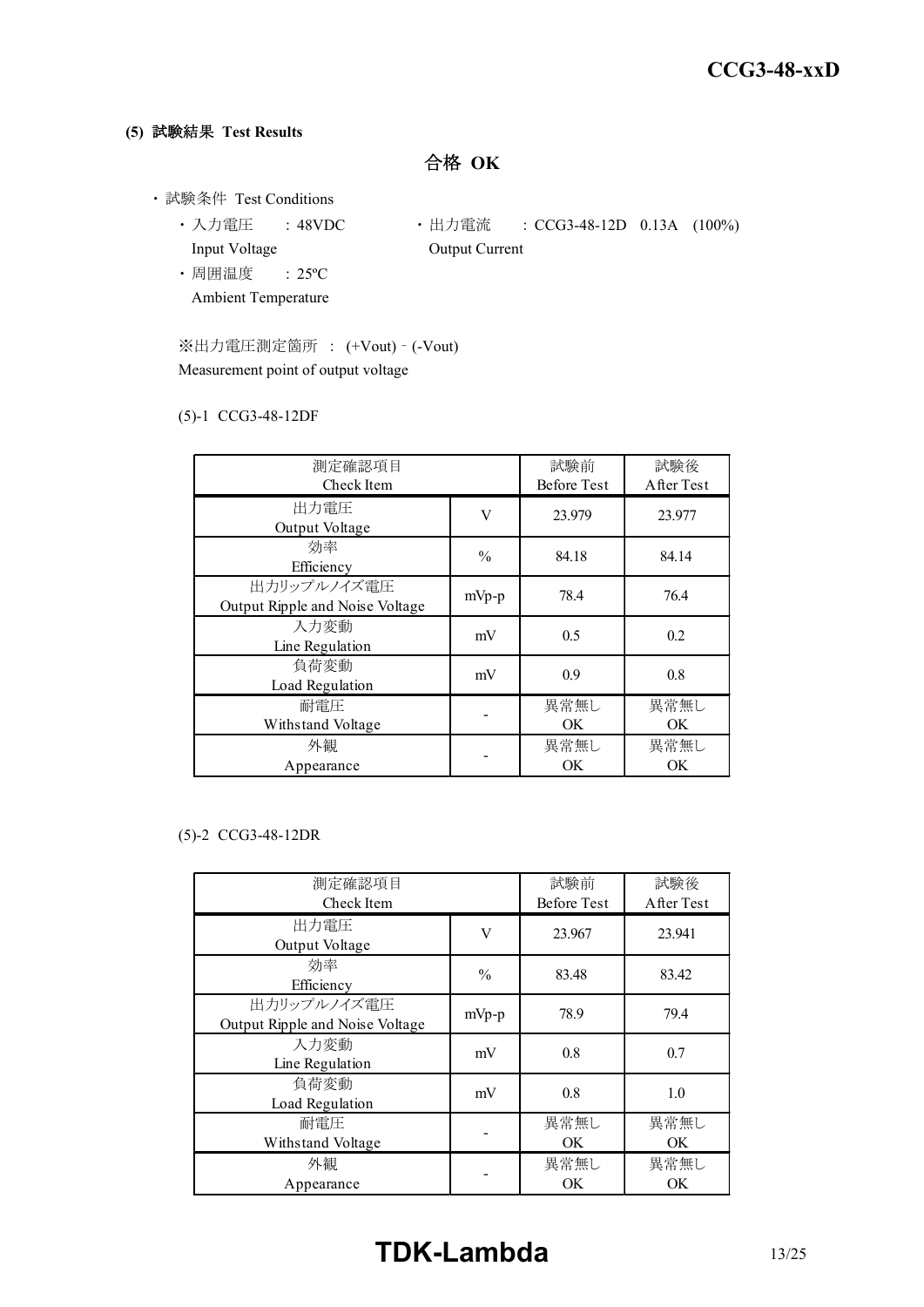**(5) 試験結果 Test Results**

**合格 OK**

- 試験条件 Test Conditions
  - 入力電圧 Input Voltage : 48VDC
  - 出力電流 Output Current : CCG3-48-12D 0.13A (100%)
  - 周囲温度 Ambient Temperature : 25ºC

※出力電圧測定箇所 : (+Vout) - (-Vout)
Measurement point of output voltage

(5)-1 CCG3-48-12DF

| 測定確認項目 Check Item | | 試験前 Before Test | 試験後 After Test |
|---|---|---|---|
| 出力電圧 Output Voltage | V | 23.979 | 23.977 |
| 効率 Efficiency | % | 84.18 | 84.14 |
| 出力リップルノイズ電圧 Output Ripple and Noise Voltage | mVp-p | 78.4 | 76.4 |
| 入力変動 Line Regulation | mV | 0.5 | 0.2 |
| 負荷変動 Load Regulation | mV | 0.9 | 0.8 |
| 耐電圧 Withstand Voltage | - | 異常無し OK | 異常無し OK |
| 外観 Appearance | - | 異常無し OK | 異常無し OK |

(5)-2 CCG3-48-12DR

| 測定確認項目 Check Item | | 試験前 Before Test | 試験後 After Test |
|---|---|---|---|
| 出力電圧 Output Voltage | V | 23.967 | 23.941 |
| 効率 Efficiency | % | 83.48 | 83.42 |
| 出力リップルノイズ電圧 Output Ripple and Noise Voltage | mVp-p | 78.9 | 79.4 |
| 入力変動 Line Regulation | mV | 0.8 | 0.7 |
| 負荷変動 Load Regulation | mV | 0.8 | 1.0 |
| 耐電圧 Withstand Voltage | - | 異常無し OK | 異常無し OK |
| 外観 Appearance | - | 異常無し OK | 異常無し OK |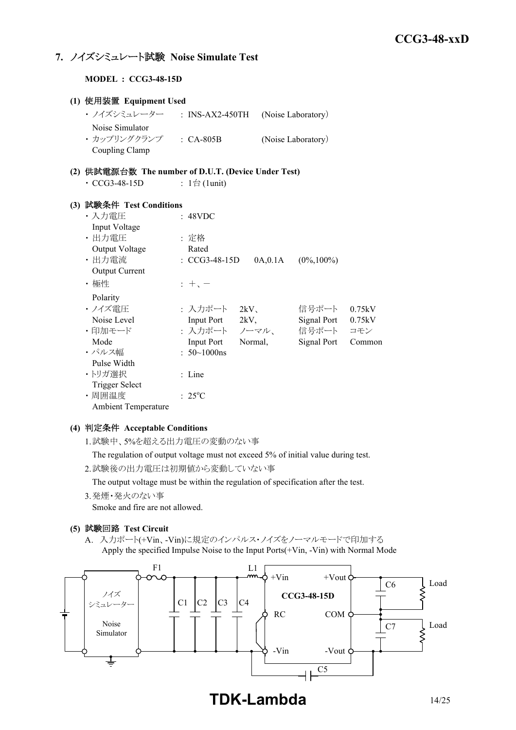## 7. ノイズシミュレート試験 Noise Simulate Test

**MODEL : CCG3-48-15D**

### (1) 使用装置 Equipment Used

- ノイズシミュレーター Noise Simulator : INS-AX2-450TH (Noise Laboratory)
- カップリングクランプ Coupling Clamp : CA-805B (Noise Laboratory)

### (2) 供試電源台数 The number of D.U.T. (Device Under Test)

- CCG3-48-15D : 1台 (1unit)

### (3) 試験条件 Test Conditions

- 入力電圧 Input Voltage : 48VDC
- 出力電圧 Output Voltage : 定格 Rated
- 出力電流 Output Current : CCG3-48-15D 0A,0.1A (0%,100%)
- 極性 Polarity : +、−
- ノイズ電圧 Noise Level : 入力ポート Input Port 2kV、2kV, 信号ポート Signal Port 0.75kV
- 印加モード Mode : 入力ポート Input Port ノーマル、Normal, 信号ポート Signal Port コモン Common
- パルス幅 Pulse Width : 50~1000ns
- トリガ選択 Trigger Select : Line
- 周囲温度 Ambient Temperature : 25°C

### (4) 判定条件 Acceptable Conditions

1. 試験中、5%を超える出力電圧の変動のない事
   The regulation of output voltage must not exceed 5% of initial value during test.
2. 試験後の出力電圧は初期値から変動していない事
   The output voltage must be within the regulation of specification after the test.
3. 発煙・発火のない事
   Smoke and fire are not allowed.

### (5) 試験回路 Test Circuit

A. 入力ポート(+Vin、-Vin)に規定のインパルス・ノイズをノーマルモードで印加する
Apply the specified Impulse Noise to the Input Ports(+Vin, -Vin) with Normal Mode

F1 L1 +Vin +Vout C6 Load
ノイズシミュレーター Noise Simulator C1 C2 C3 C4 CCG3-48-15D
RC COM C7 Load
-Vin -Vout
C5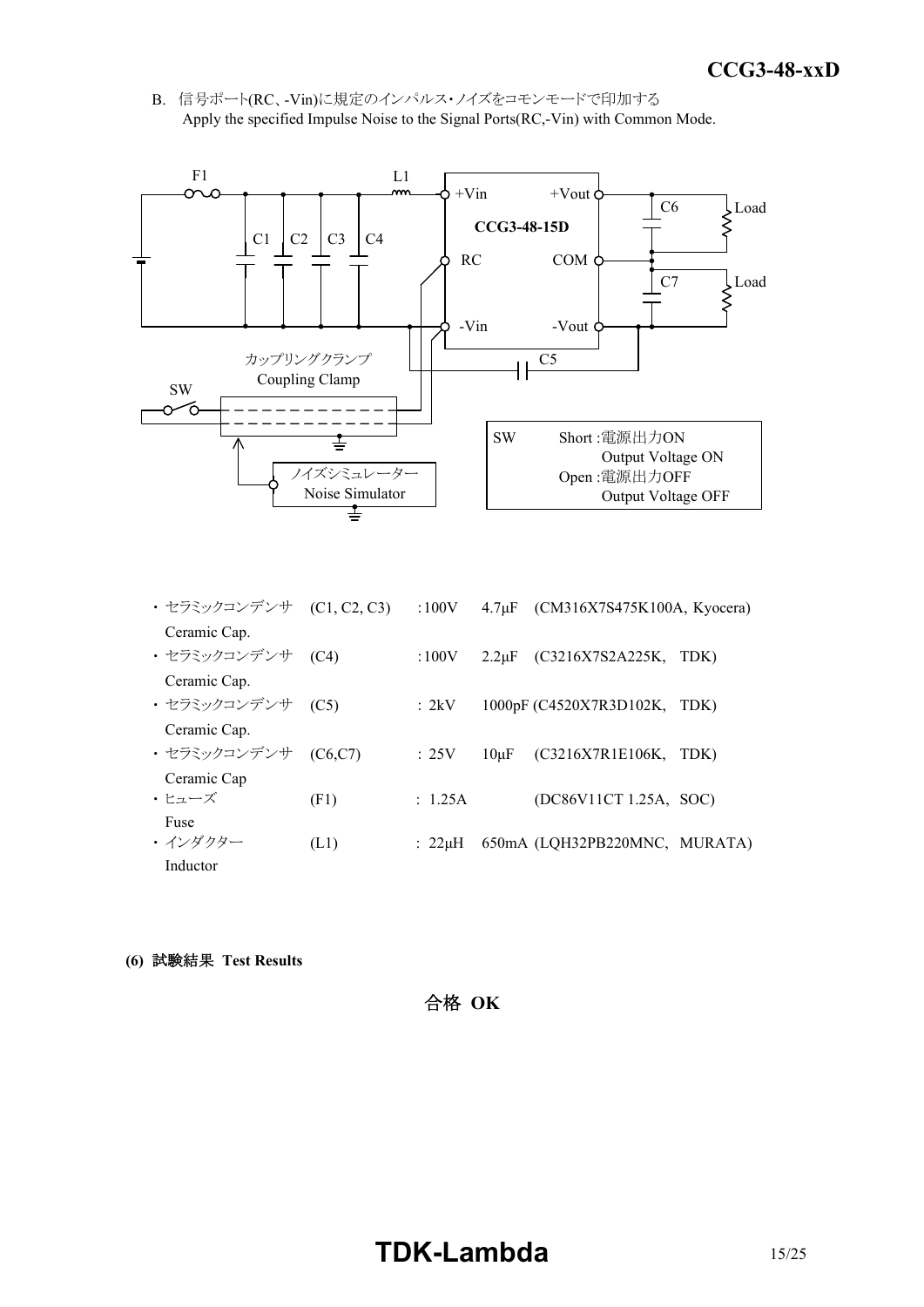B. 信号ポート(RC、-Vin)に規定のインパルス・ノイズをコモンモードで印加する
Apply the specified Impulse Noise to the Signal Ports(RC,-Vin) with Common Mode.

F1 L1 +Vin +Vout C6 Load
CCG3-48-15D
C1 C2 C3 C4
RC COM
C7 Load
-Vin -Vout
カップリングクランプ
Coupling Clamp
C5
SW
ノイズシミュレーター
Noise Simulator

| SW | |
|---|---|
| Short :電源出力ON | Output Voltage ON |
| Open :電源出力OFF | Output Voltage OFF |

| | | | | |
|---|---|---|---|---|
| ・セラミックコンデンサ Ceramic Cap. | (C1, C2, C3) | :100V | 4.7μF | (CM316X7S475K100A, Kyocera) |
| ・セラミックコンデンサ Ceramic Cap. | (C4) | :100V | 2.2μF | (C3216X7S2A225K, TDK) |
| ・セラミックコンデンサ Ceramic Cap. | (C5) | : 2kV | 1000pF | (C4520X7R3D102K, TDK) |
| ・セラミックコンデンサ Ceramic Cap | (C6,C7) | : 25V | 10μF | (C3216X7R1E106K, TDK) |
| ・ヒューズ Fuse | (F1) | : 1.25A | | (DC86V11CT 1.25A, SOC) |
| ・インダクター Inductor | (L1) | : 22μH | 650mA | (LQH32PB220MNC, MURATA) |

**(6) 試験結果 Test Results**

**合格 OK**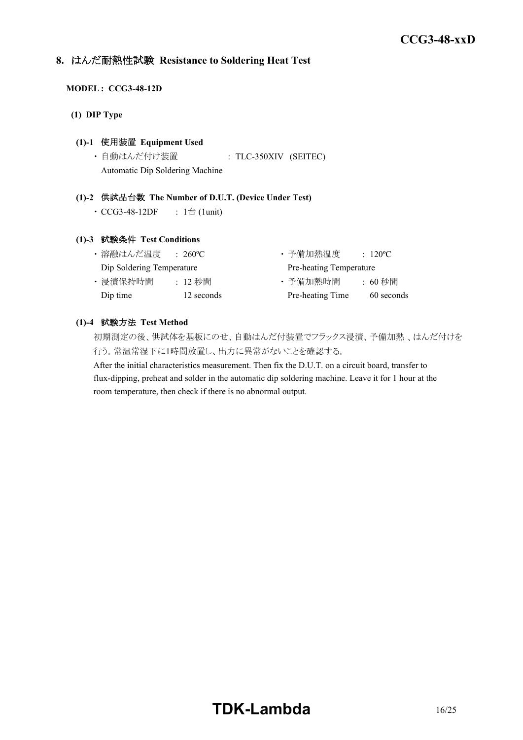## 8. はんだ耐熱性試験 Resistance to Soldering Heat Test

**MODEL : CCG3-48-12D**

**(1) DIP Type**

**(1)-1 使用装置 Equipment Used**

・自動はんだ付け装置 : TLC-350XIV (SEITEC)
Automatic Dip Soldering Machine

**(1)-2 供試品台数 The Number of D.U.T. (Device Under Test)**

・CCG3-48-12DF : 1台 (1unit)

**(1)-3 試験条件 Test Conditions**

・溶融はんだ温度 : 260ºC
Dip Soldering Temperature

・浸漬保持時間 : 12 秒間
Dip time 12 seconds

・予備加熱温度 : 120ºC
Pre-heating Temperature

・予備加熱時間 : 60 秒間
Pre-heating Time 60 seconds

**(1)-4 試験方法 Test Method**

初期測定の後、供試体を基板にのせ、自動はんだ付装置でフラックス浸漬、予備加熱 、はんだ付けを行う。常温常湿下に1時間放置し、出力に異常がないことを確認する。

After the initial characteristics measurement. Then fix the D.U.T. on a circuit board, transfer to flux-dipping, preheat and solder in the automatic dip soldering machine. Leave it for 1 hour at the room temperature, then check if there is no abnormal output.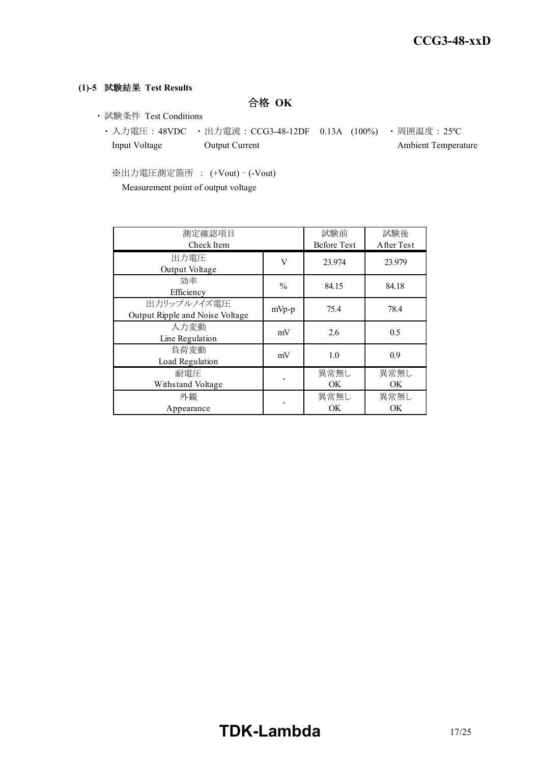**(1)-5 試験結果 Test Results**

**合格 OK**

- 試験条件 Test Conditions
  - 入力電圧：48VDC Input Voltage
  - 出力電流：CCG3-48-12DF 0.13A (100%) Output Current
  - 周囲温度：25ºC Ambient Temperature

※出力電圧測定箇所 ： (+Vout) ‐ (-Vout)
Measurement point of output voltage

| 測定確認項目<br>Check Item | | 試験前<br>Before Test | 試験後<br>After Test |
|---|---|---|---|
| 出力電圧<br>Output Voltage | V | 23.974 | 23.979 |
| 効率<br>Efficiency | % | 84.15 | 84.18 |
| 出力リップルノイズ電圧<br>Output Ripple and Noise Voltage | mVp-p | 75.4 | 78.4 |
| 入力変動<br>Line Regulation | mV | 2.6 | 0.5 |
| 負荷変動<br>Load Regulation | mV | 1.0 | 0.9 |
| 耐電圧<br>Withstand Voltage | - | 異常無し<br>OK | 異常無し<br>OK |
| 外観<br>Appearance | - | 異常無し<br>OK | 異常無し<br>OK |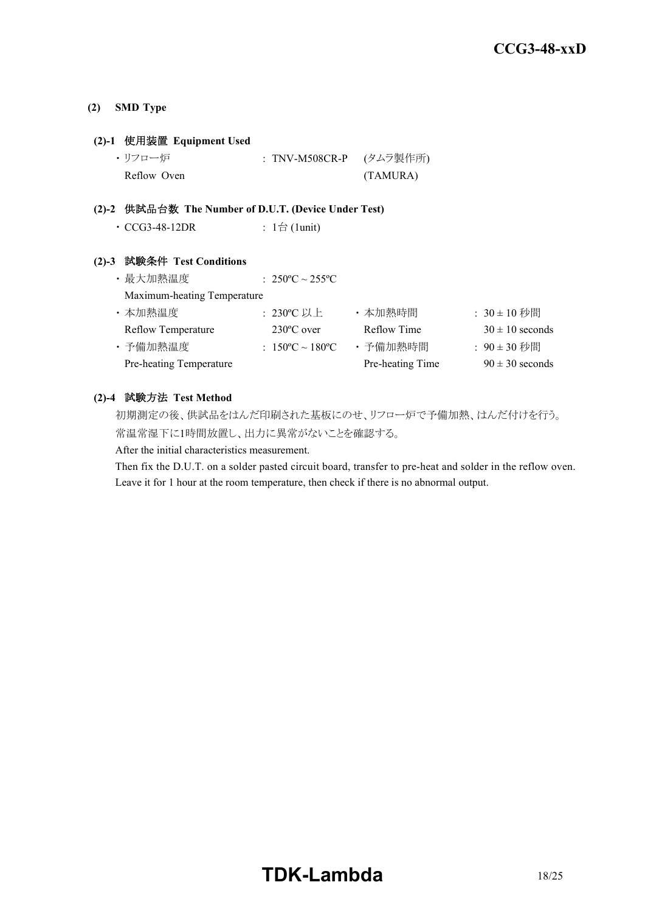**(2) SMD Type**

**(2)-1 使用装置 Equipment Used**

・リフロー炉 : TNV-M508CR-P (タムラ製作所)
Reflow Oven (TAMURA)

**(2)-2 供試品台数 The Number of D.U.T. (Device Under Test)**

・CCG3-48-12DR : 1台 (1unit)

**(2)-3 試験条件 Test Conditions**

・最大加熱温度 : 250ºC ~ 255ºC
Maximum-heating Temperature

・本加熱温度 : 230ºC 以上 ・本加熱時間 : 30 ± 10 秒間
Reflow Temperature 230ºC over Reflow Time 30 ± 10 seconds

・予備加熱温度 : 150ºC ~ 180ºC ・予備加熱時間 : 90 ± 30 秒間
Pre-heating Temperature Pre-heating Time 90 ± 30 seconds

**(2)-4 試験方法 Test Method**

初期測定の後、供試品をはんだ印刷された基板にのせ、リフロー炉で予備加熱、はんだ付けを行う。
常温常湿下に1時間放置し、出力に異常がないことを確認する。

After the initial characteristics measurement.
Then fix the D.U.T. on a solder pasted circuit board, transfer to pre-heat and solder in the reflow oven.
Leave it for 1 hour at the room temperature, then check if there is no abnormal output.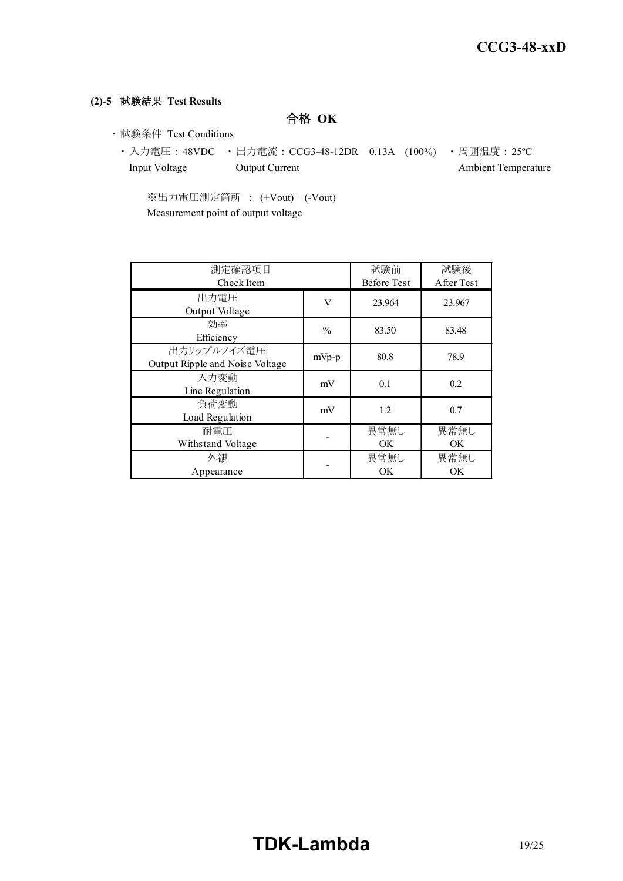**(2)-5 試験結果 Test Results**

**合格 OK**

- 試験条件 Test Conditions
  - 入力電圧：48VDC Input Voltage
  - 出力電流：CCG3-48-12DR 0.13A (100%) Output Current
  - 周囲温度：25ºC Ambient Temperature

※出力電圧測定箇所 ： (+Vout) - (-Vout)
Measurement point of output voltage

| 測定確認項目<br>Check Item | | 試験前<br>Before Test | 試験後<br>After Test |
|---|---|---|---|
| 出力電圧<br>Output Voltage | V | 23.964 | 23.967 |
| 効率<br>Efficiency | % | 83.50 | 83.48 |
| 出力リップルノイズ電圧<br>Output Ripple and Noise Voltage | mVp-p | 80.8 | 78.9 |
| 入力変動<br>Line Regulation | mV | 0.1 | 0.2 |
| 負荷変動<br>Load Regulation | mV | 1.2 | 0.7 |
| 耐電圧<br>Withstand Voltage | - | 異常無し<br>OK | 異常無し<br>OK |
| 外観<br>Appearance | - | 異常無し<br>OK | 異常無し<br>OK |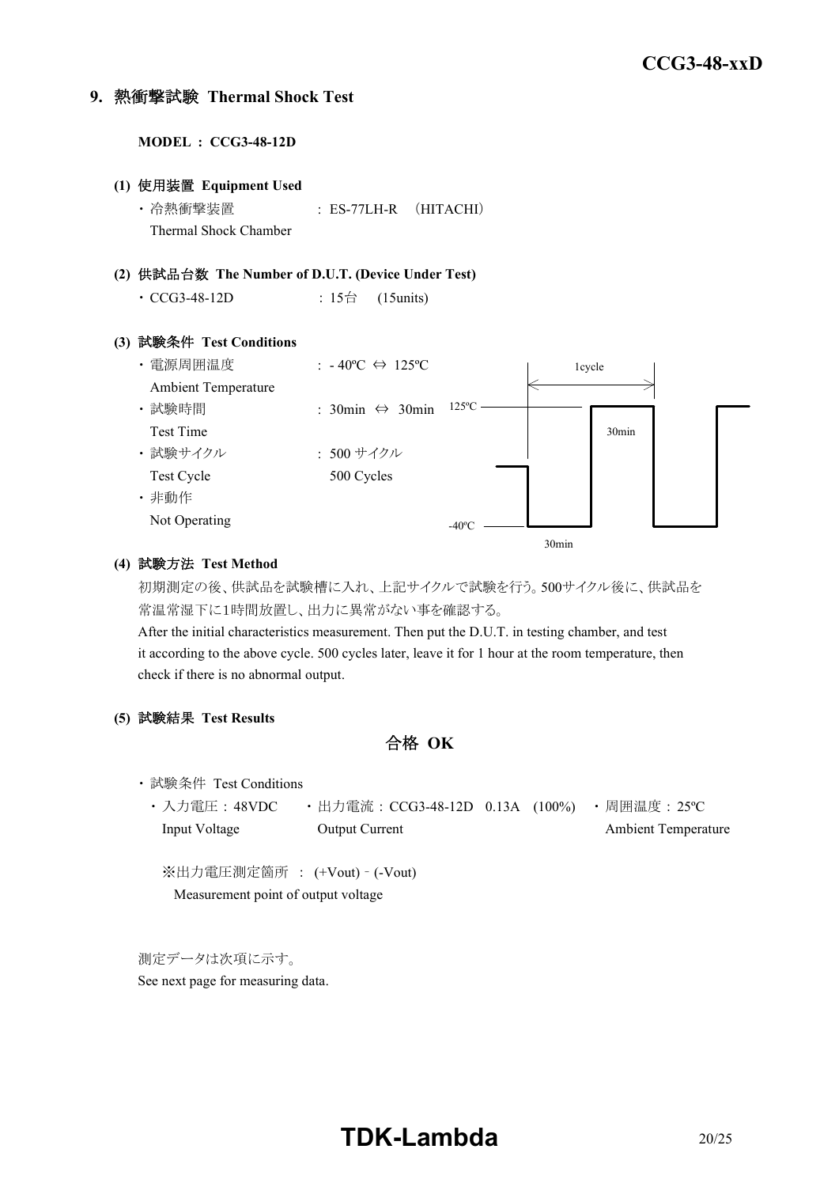## 9. 熱衝撃試験 Thermal Shock Test

**MODEL : CCG3-48-12D**

**(1) 使用装置 Equipment Used**

- 冷熱衝撃装置 : ES-77LH-R (HITACHI)
  Thermal Shock Chamber

**(2) 供試品台数 The Number of D.U.T. (Device Under Test)**

- CCG3-48-12D : 15台 (15units)

**(3) 試験条件 Test Conditions**

- 電源周囲温度 : - 40ºC ⇔ 125ºC
  Ambient Temperature
- 試験時間 : 30min ⇔ 30min
  Test Time
- 試験サイクル : 500 サイクル
  Test Cycle 500 Cycles
- 非動作
  Not Operating

1cycle

125ºC

30min

-40ºC

30min

**(4) 試験方法 Test Method**

初期測定の後、供試品を試験槽に入れ、上記サイクルで試験を行う。500サイクル後に、供試品を常温常湿下に1時間放置し、出力に異常がない事を確認する。

After the initial characteristics measurement. Then put the D.U.T. in testing chamber, and test it according to the above cycle. 500 cycles later, leave it for 1 hour at the room temperature, then check if there is no abnormal output.

**(5) 試験結果 Test Results**

**合格 OK**

- 試験条件 Test Conditions
  - 入力電圧：48VDC
    Input Voltage
  - 出力電流：CCG3-48-12D 0.13A (100%)
    Output Current
  - 周囲温度：25ºC
    Ambient Temperature

※出力電圧測定箇所 : (+Vout) - (-Vout)
Measurement point of output voltage

測定データは次項に示す。
See next page for measuring data.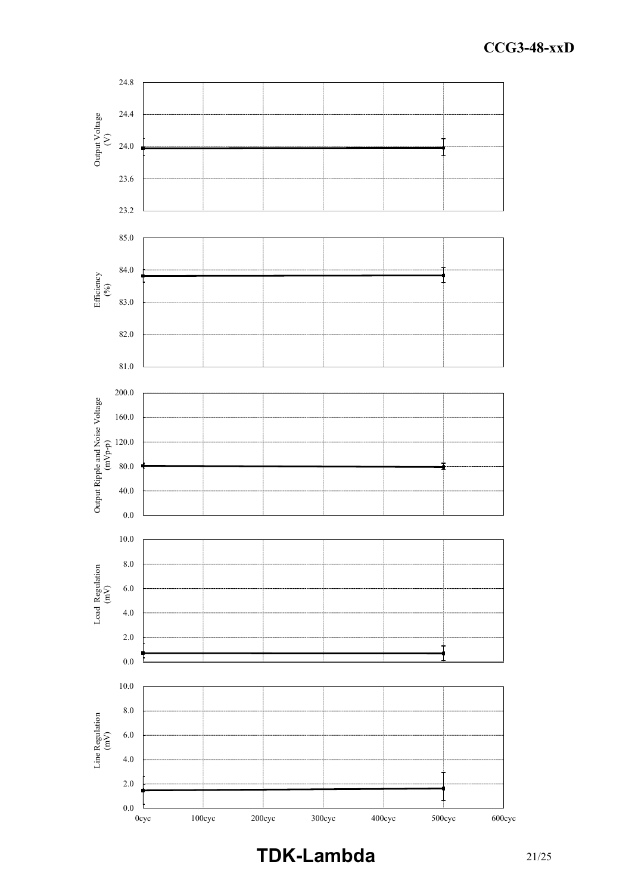Output Voltage (V)

24.8
24.4
24.0
23.6
23.2

Efficiency (%)

85.0
84.0
83.0
82.0
81.0

Output Ripple and Noise Voltage (mVp-p)

200.0
160.0
120.0
80.0
40.0
0.0

Load Regulation (mV)

10.0
8.0
6.0
4.0
2.0
0.0

Line Regulation (mV)

10.0
8.0
6.0
4.0
2.0
0.0

0cyc 100cyc 200cyc 300cyc 400cyc 500cyc 600cyc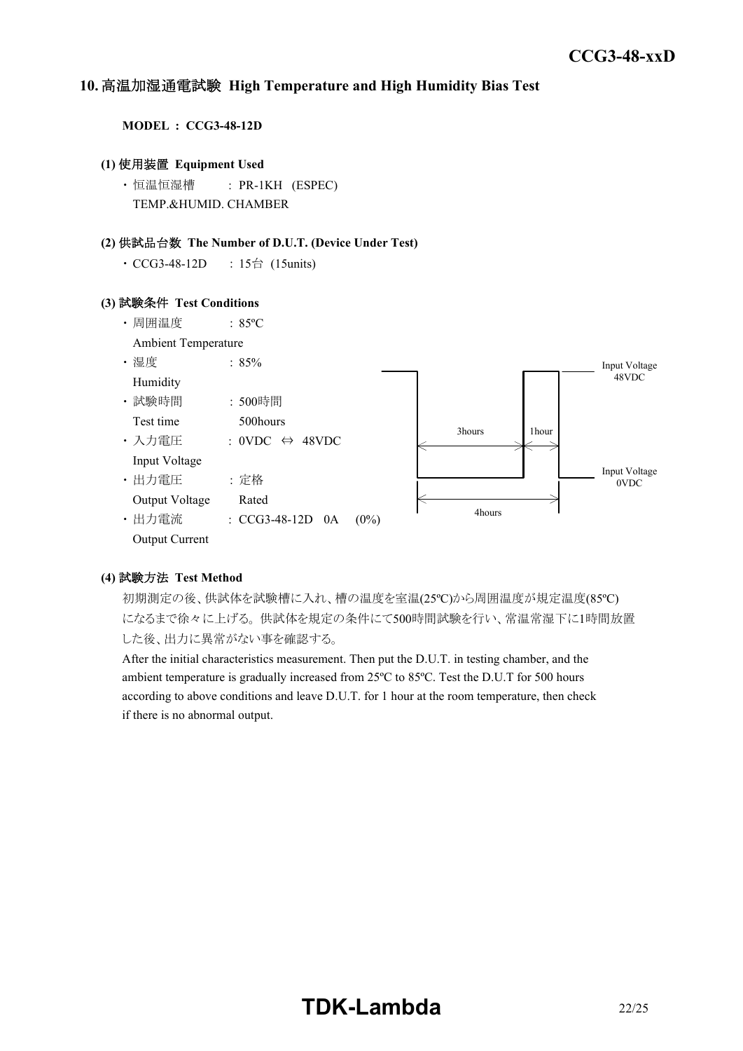## 10. 高温加湿通電試験 High Temperature and High Humidity Bias Test

**MODEL : CCG3-48-12D**

**(1) 使用装置 Equipment Used**

・恒温恒湿槽 : PR-1KH (ESPEC)
TEMP.&HUMID. CHAMBER

**(2) 供試品台数 The Number of D.U.T. (Device Under Test)**

・CCG3-48-12D : 15台 (15units)

**(3) 試験条件 Test Conditions**

・周囲温度 : 85ºC
Ambient Temperature

・湿度 : 85%
Humidity

・試験時間 : 500時間
Test time 500hours

・入力電圧 : 0VDC ⇔ 48VDC
Input Voltage

・出力電圧 : 定格
Output Voltage Rated

・出力電流 : CCG3-48-12D 0A (0%)
Output Current

Input Voltage 48VDC
Input Voltage 0VDC
3hours
1hour
4hours

**(4) 試験方法 Test Method**

初期測定の後、供試体を試験槽に入れ、槽の温度を室温(25ºC)から周囲温度が規定温度(85ºC)になるまで徐々に上げる。供試体を規定の条件にて500時間試験を行い、常温常湿下に1時間放置した後、出力に異常がない事を確認する。

After the initial characteristics measurement. Then put the D.U.T. in testing chamber, and the ambient temperature is gradually increased from 25ºC to 85ºC. Test the D.U.T for 500 hours according to above conditions and leave D.U.T. for 1 hour at the room temperature, then check if there is no abnormal output.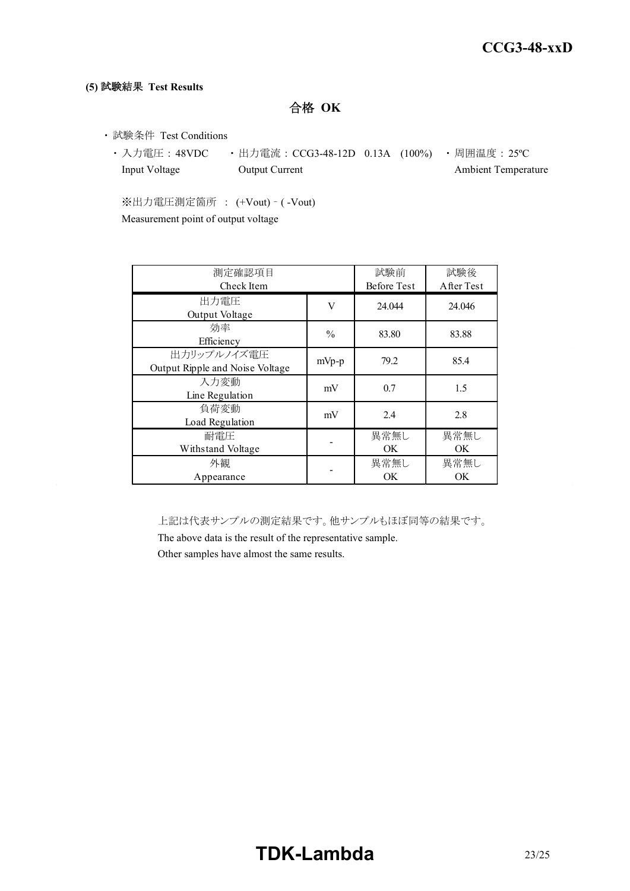**(5) 試験結果 Test Results**

**合格 OK**

・試験条件 Test Conditions

・入力電圧：48VDC Input Voltage ・出力電流：CCG3-48-12D 0.13A (100%) Output Current ・周囲温度：25ºC Ambient Temperature

※出力電圧測定箇所 ： (+Vout) - ( -Vout)
Measurement point of output voltage

| 測定確認項目 Check Item | | 試験前 Before Test | 試験後 After Test |
|---|---|---|---|
| 出力電圧 Output Voltage | V | 24.044 | 24.046 |
| 効率 Efficiency | % | 83.80 | 83.88 |
| 出力リップルノイズ電圧 Output Ripple and Noise Voltage | mVp-p | 79.2 | 85.4 |
| 入力変動 Line Regulation | mV | 0.7 | 1.5 |
| 負荷変動 Load Regulation | mV | 2.4 | 2.8 |
| 耐電圧 Withstand Voltage | - | 異常無し OK | 異常無し OK |
| 外観 Appearance | - | 異常無し OK | 異常無し OK |

上記は代表サンプルの測定結果です。他サンプルもほぼ同等の結果です。
The above data is the result of the representative sample.
Other samples have almost the same results.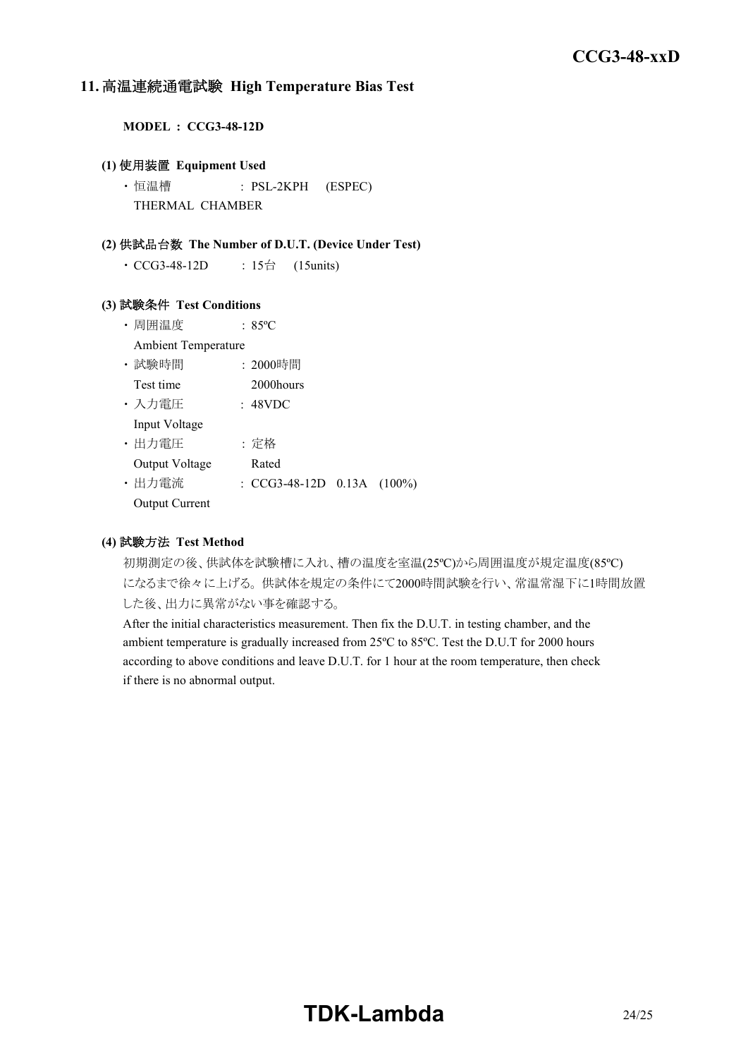## 11. 高温連続通電試験 High Temperature Bias Test

**MODEL : CCG3-48-12D**

**(1) 使用装置 Equipment Used**

・恒温槽 : PSL-2KPH (ESPEC)
THERMAL CHAMBER

**(2) 供試品台数 The Number of D.U.T. (Device Under Test)**

・CCG3-48-12D : 15台 (15units)

**(3) 試験条件 Test Conditions**

・周囲温度 : 85ºC
Ambient Temperature

・試験時間 : 2000時間
Test time 2000hours

・入力電圧 : 48VDC
Input Voltage

・出力電圧 : 定格
Output Voltage Rated

・出力電流 : CCG3-48-12D 0.13A (100%)
Output Current

**(4) 試験方法 Test Method**

初期測定の後、供試体を試験槽に入れ、槽の温度を室温(25ºC)から周囲温度が規定温度(85ºC)になるまで徐々に上げる。供試体を規定の条件にて2000時間試験を行い、常温常湿下に1時間放置した後、出力に異常がない事を確認する。

After the initial characteristics measurement. Then fix the D.U.T. in testing chamber, and the ambient temperature is gradually increased from 25ºC to 85ºC. Test the D.U.T for 2000 hours according to above conditions and leave D.U.T. for 1 hour at the room temperature, then check if there is no abnormal output.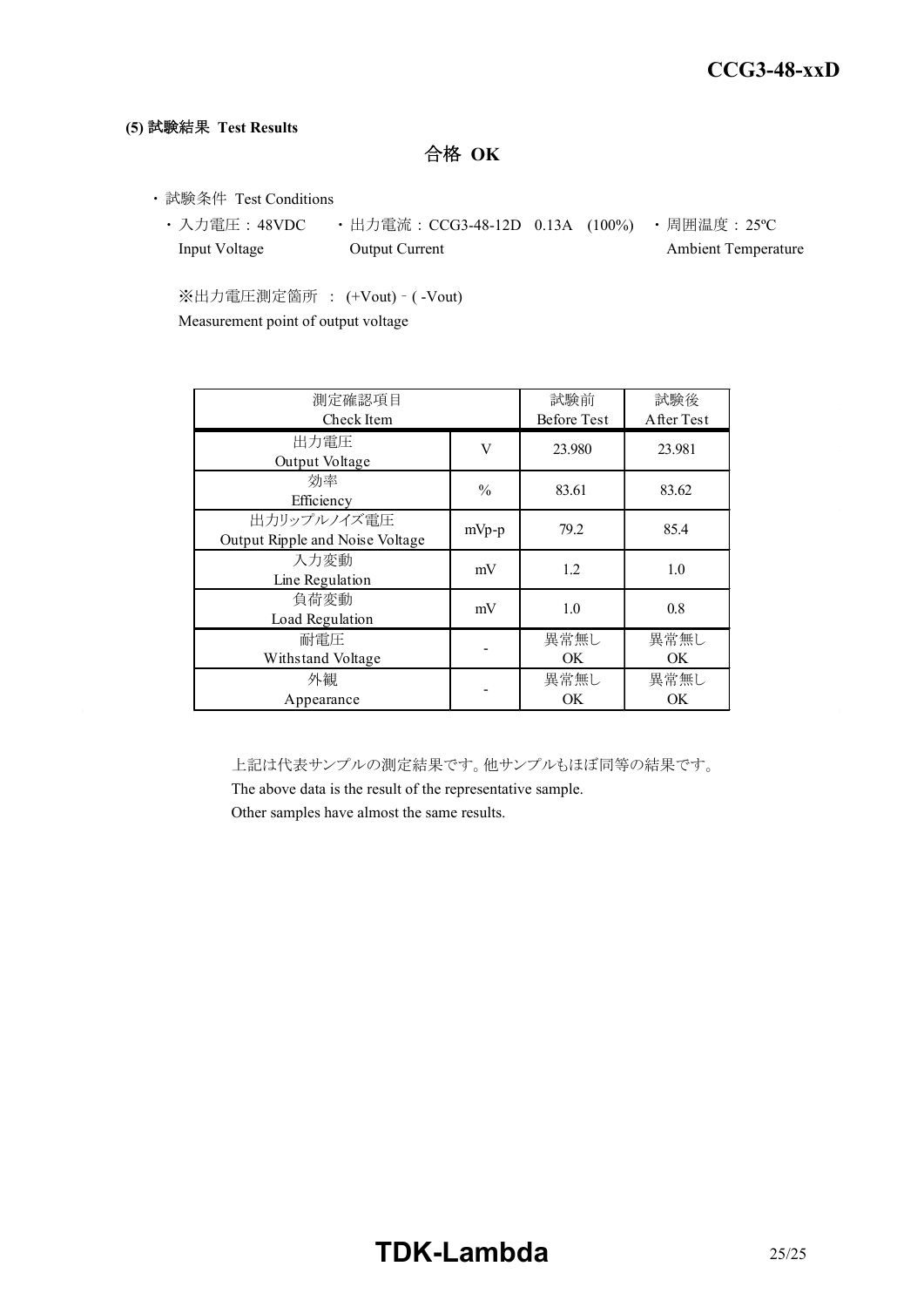**(5) 試験結果 Test Results**

**合格 OK**

- 試験条件 Test Conditions
  - 入力電圧：48VDC Input Voltage
  - 出力電流：CCG3-48-12D 0.13A (100%) Output Current
  - 周囲温度：25ºC Ambient Temperature

※出力電圧測定箇所 ： (+Vout) - ( -Vout)
Measurement point of output voltage

| 測定確認項目<br>Check Item | | 試験前<br>Before Test | 試験後<br>After Test |
|---|---|---|---|
| 出力電圧<br>Output Voltage | V | 23.980 | 23.981 |
| 効率<br>Efficiency | % | 83.61 | 83.62 |
| 出力リップルノイズ電圧<br>Output Ripple and Noise Voltage | mVp-p | 79.2 | 85.4 |
| 入力変動<br>Line Regulation | mV | 1.2 | 1.0 |
| 負荷変動<br>Load Regulation | mV | 1.0 | 0.8 |
| 耐電圧<br>Withstand Voltage | - | 異常無し<br>OK | 異常無し<br>OK |
| 外観<br>Appearance | - | 異常無し<br>OK | 異常無し<br>OK |

上記は代表サンプルの測定結果です。他サンプルもほぼ同等の結果です。
The above data is the result of the representative sample.
Other samples have almost the same results.